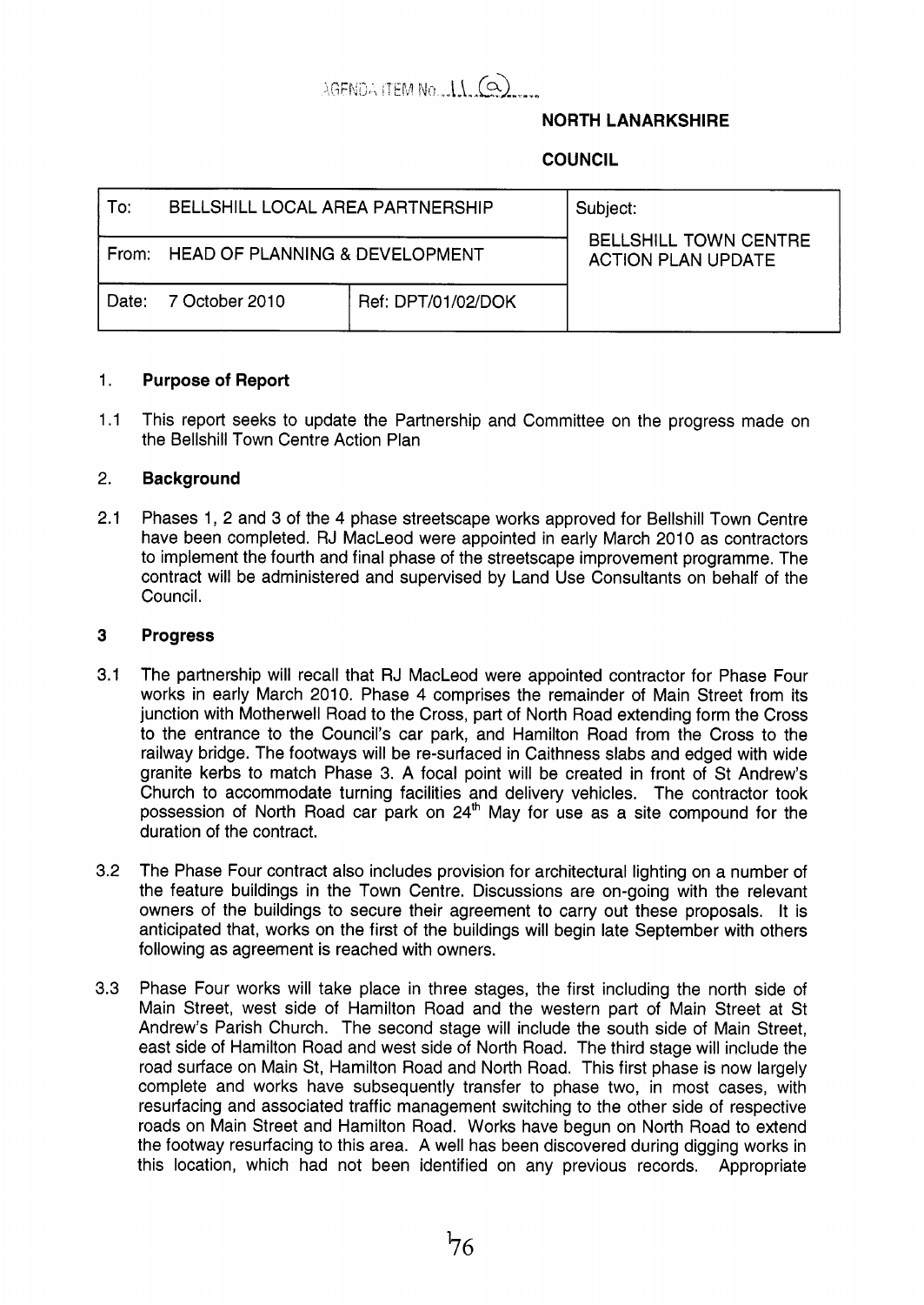AGENDA ITEM No. 11 (a)

**NORTH LANARKSHIRE**

**COUNCIL**

| To: BELLSHILL LOCAL AREA PARTNERSHIP | | Subject: BELLSHILL TOWN CENTRE ACTION PLAN UPDATE |
|---|---|---|
| From: HEAD OF PLANNING & DEVELOPMENT | | |
| Date: 7 October 2010 | Ref: DPT/01/02/DOK | |

## 1. Purpose of Report

1.1 This report seeks to update the Partnership and Committee on the progress made on the Bellshill Town Centre Action Plan

## 2. Background

2.1 Phases 1, 2 and 3 of the 4 phase streetscape works approved for Bellshill Town Centre have been completed. RJ MacLeod were appointed in early March 2010 as contractors to implement the fourth and final phase of the streetscape improvement programme. The contract will be administered and supervised by Land Use Consultants on behalf of the Council.

## 3 Progress

3.1 The partnership will recall that RJ MacLeod were appointed contractor for Phase Four works in early March 2010. Phase 4 comprises the remainder of Main Street from its junction with Motherwell Road to the Cross, part of North Road extending form the Cross to the entrance to the Council's car park, and Hamilton Road from the Cross to the railway bridge. The footways will be re-surfaced in Caithness slabs and edged with wide granite kerbs to match Phase 3. A focal point will be created in front of St Andrew's Church to accommodate turning facilities and delivery vehicles. The contractor took possession of North Road car park on 24th May for use as a site compound for the duration of the contract.

3.2 The Phase Four contract also includes provision for architectural lighting on a number of the feature buildings in the Town Centre. Discussions are on-going with the relevant owners of the buildings to secure their agreement to carry out these proposals. It is anticipated that, works on the first of the buildings will begin late September with others following as agreement is reached with owners.

3.3 Phase Four works will take place in three stages, the first including the north side of Main Street, west side of Hamilton Road and the western part of Main Street at St Andrew's Parish Church. The second stage will include the south side of Main Street, east side of Hamilton Road and west side of North Road. The third stage will include the road surface on Main St, Hamilton Road and North Road. This first phase is now largely complete and works have subsequently transfer to phase two, in most cases, with resurfacing and associated traffic management switching to the other side of respective roads on Main Street and Hamilton Road. Works have begun on North Road to extend the footway resurfacing to this area. A well has been discovered during digging works in this location, which had not been identified on any previous records. Appropriate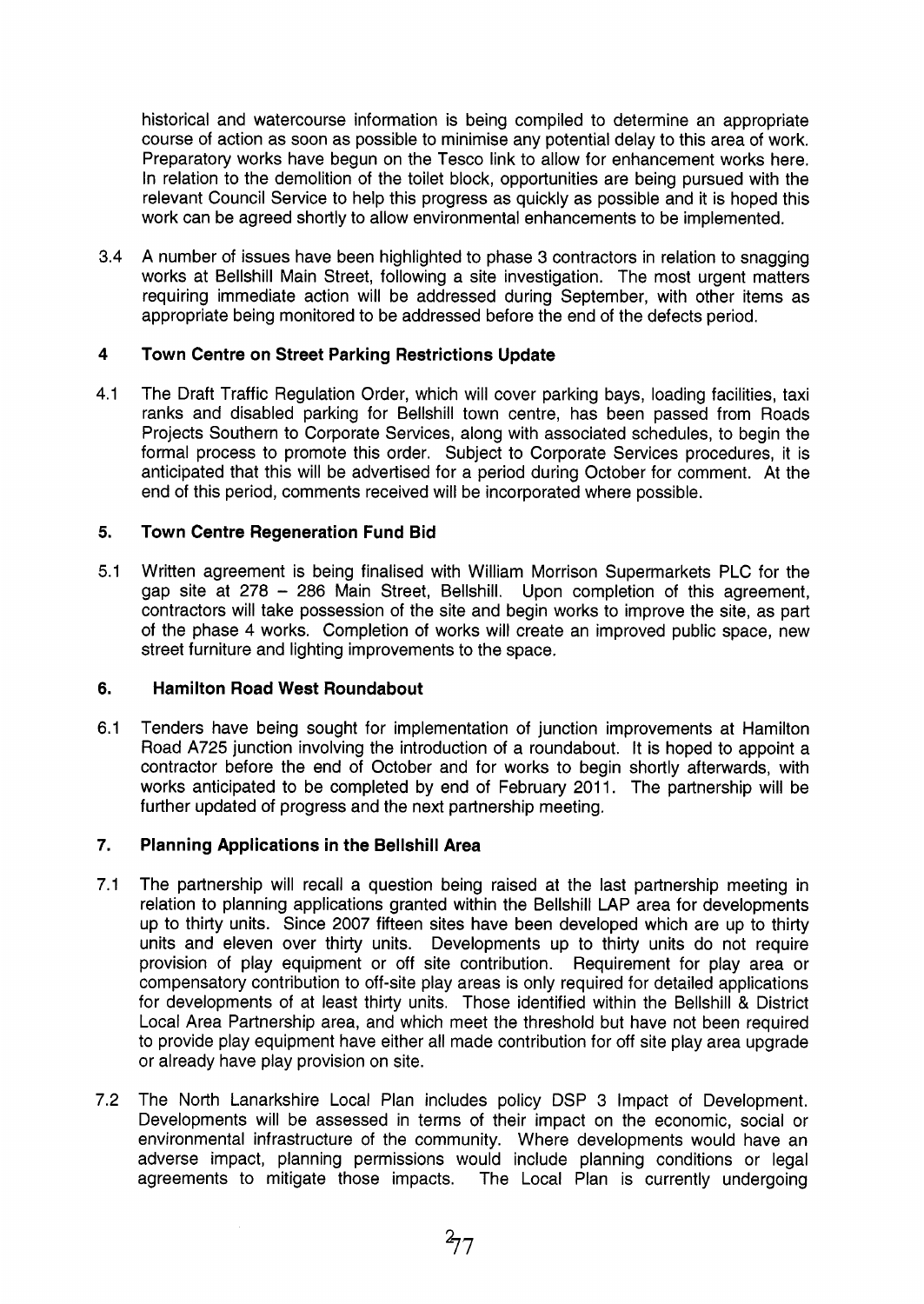historical and watercourse information is being compiled to determine an appropriate course of action as soon as possible to minimise any potential delay to this area of work. Preparatory works have begun on the Tesco link to allow for enhancement works here. In relation to the demolition of the toilet block, opportunities are being pursued with the relevant Council Service to help this progress as quickly as possible and it is hoped this work can be agreed shortly to allow environmental enhancements to be implemented.

3.4 A number of issues have been highlighted to phase 3 contractors in relation to snagging works at Bellshill Main Street, following a site investigation. The most urgent matters requiring immediate action will be addressed during September, with other items as appropriate being monitored to be addressed before the end of the defects period.

## 4 Town Centre on Street Parking Restrictions Update

4.1 The Draft Traffic Regulation Order, which will cover parking bays, loading facilities, taxi ranks and disabled parking for Bellshill town centre, has been passed from Roads Projects Southern to Corporate Services, along with associated schedules, to begin the formal process to promote this order. Subject to Corporate Services procedures, it is anticipated that this will be advertised for a period during October for comment. At the end of this period, comments received will be incorporated where possible.

## 5. Town Centre Regeneration Fund Bid

5.1 Written agreement is being finalised with William Morrison Supermarkets PLC for the gap site at 278 – 286 Main Street, Bellshill. Upon completion of this agreement, contractors will take possession of the site and begin works to improve the site, as part of the phase 4 works. Completion of works will create an improved public space, new street furniture and lighting improvements to the space.

## 6. Hamilton Road West Roundabout

6.1 Tenders have being sought for implementation of junction improvements at Hamilton Road A725 junction involving the introduction of a roundabout. It is hoped to appoint a contractor before the end of October and for works to begin shortly afterwards, with works anticipated to be completed by end of February 2011. The partnership will be further updated of progress and the next partnership meeting.

## 7. Planning Applications in the Bellshill Area

7.1 The partnership will recall a question being raised at the last partnership meeting in relation to planning applications granted within the Bellshill LAP area for developments up to thirty units. Since 2007 fifteen sites have been developed which are up to thirty units and eleven over thirty units. Developments up to thirty units do not require provision of play equipment or off site contribution. Requirement for play area or compensatory contribution to off-site play areas is only required for detailed applications for developments of at least thirty units. Those identified within the Bellshill & District Local Area Partnership area, and which meet the threshold but have not been required to provide play equipment have either all made contribution for off site play area upgrade or already have play provision on site.

7.2 The North Lanarkshire Local Plan includes policy DSP 3 Impact of Development. Developments will be assessed in terms of their impact on the economic, social or environmental infrastructure of the community. Where developments would have an adverse impact, planning permissions would include planning conditions or legal agreements to mitigate those impacts. The Local Plan is currently undergoing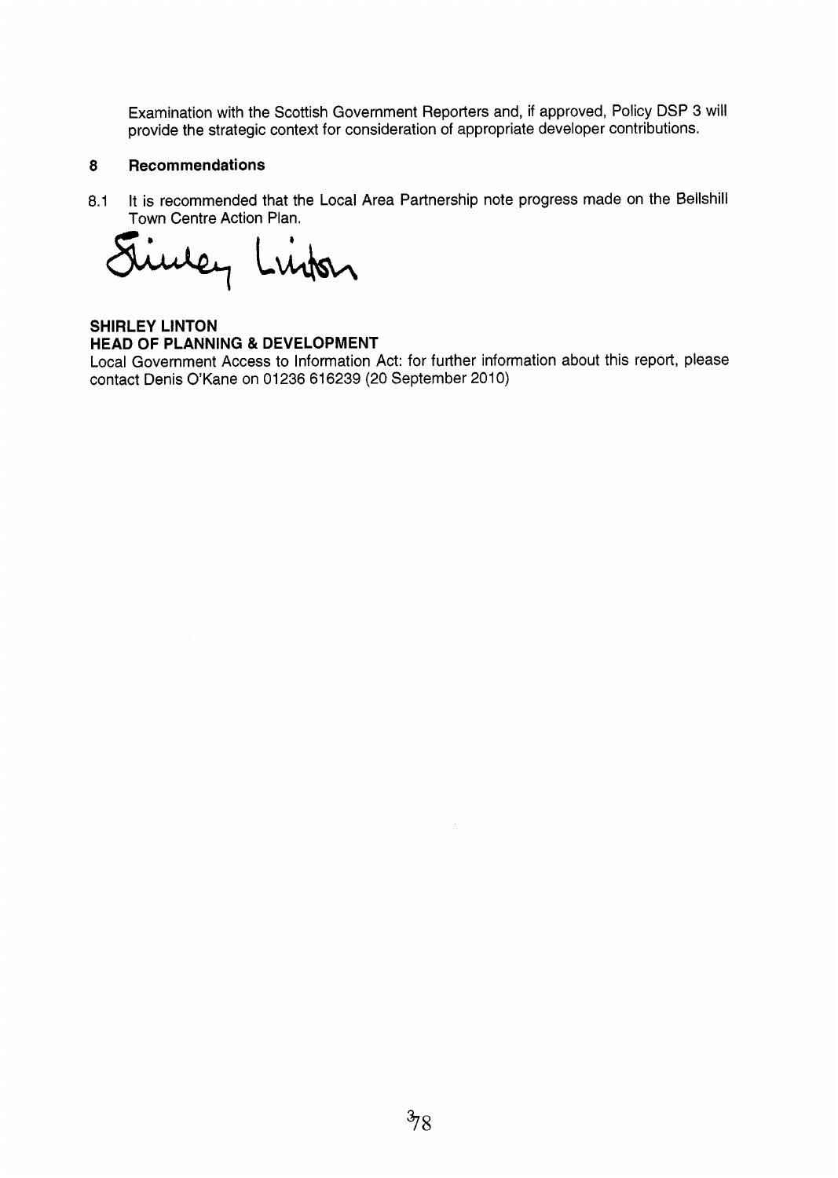Examination with the Scottish Government Reporters and, if approved, Policy DSP 3 will provide the strategic context for consideration of appropriate developer contributions.

## 8 Recommendations

8.1 It is recommended that the Local Area Partnership note progress made on the Bellshill Town Centre Action Plan.

Shirley Linton

**SHIRLEY LINTON**
**HEAD OF PLANNING & DEVELOPMENT**

Local Government Access to Information Act: for further information about this report, please contact Denis O'Kane on 01236 616239 (20 September 2010)